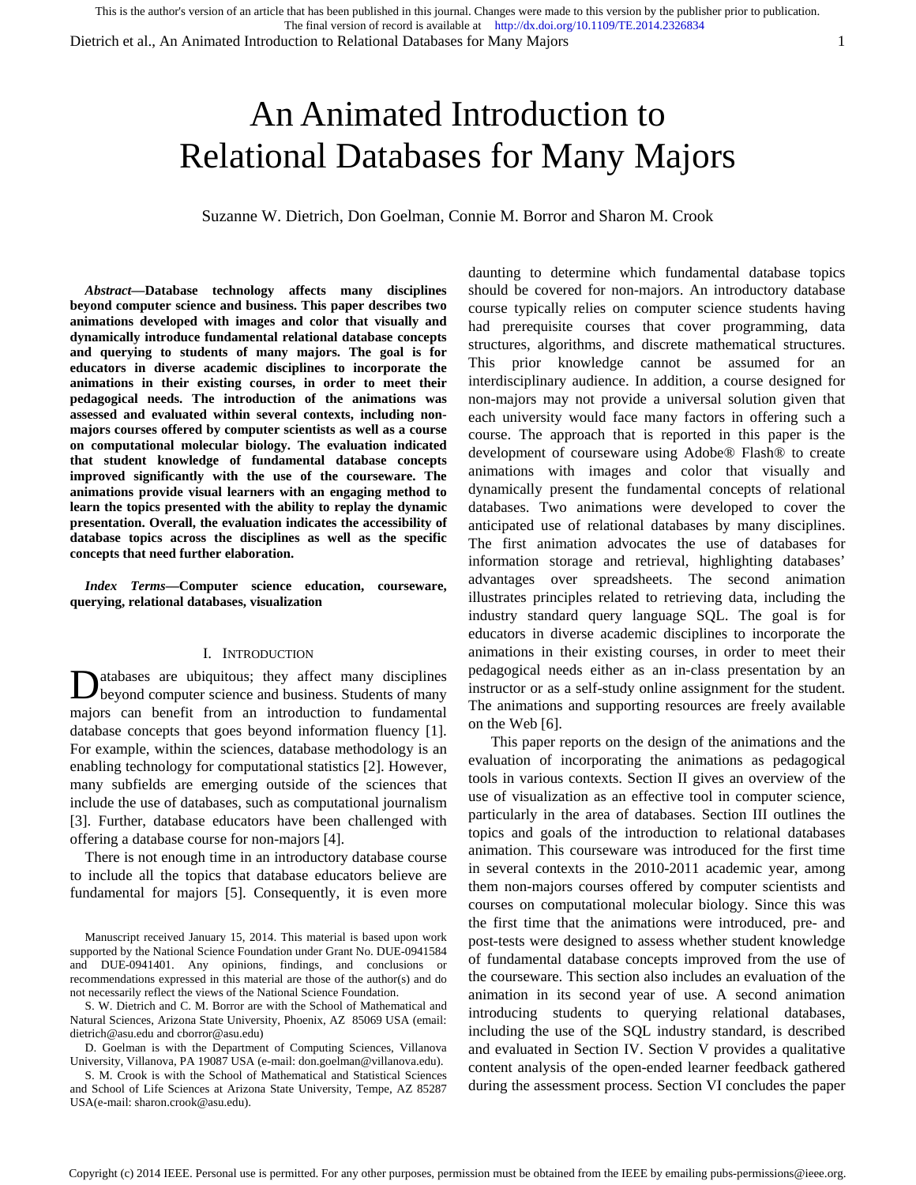# An Animated Introduction to Relational Databases for Many Majors

Suzanne W. Dietrich, Don Goelman, Connie M. Borror and Sharon M. Crook

***Abstract*—Database technology affects many disciplines beyond computer science and business. This paper describes two animations developed with images and color that visually and dynamically introduce fundamental relational database concepts and querying to students of many majors. The goal is for educators in diverse academic disciplines to incorporate the animations in their existing courses, in order to meet their pedagogical needs. The introduction of the animations was assessed and evaluated within several contexts, including non-majors courses offered by computer scientists as well as a course on computational molecular biology. The evaluation indicated that student knowledge of fundamental database concepts improved significantly with the use of the courseware. The animations provide visual learners with an engaging method to learn the topics presented with the ability to replay the dynamic presentation. Overall, the evaluation indicates the accessibility of database topics across the disciplines as well as the specific concepts that need further elaboration.**

***Index Terms*—Computer science education, courseware, querying, relational databases, visualization**

## I. Introduction

Databases are ubiquitous; they affect many disciplines beyond computer science and business. Students of many majors can benefit from an introduction to fundamental database concepts that goes beyond information fluency [1]. For example, within the sciences, database methodology is an enabling technology for computational statistics [2]. However, many subfields are emerging outside of the sciences that include the use of databases, such as computational journalism [3]. Further, database educators have been challenged with offering a database course for non-majors [4].

There is not enough time in an introductory database course to include all the topics that database educators believe are fundamental for majors [5]. Consequently, it is even more daunting to determine which fundamental database topics should be covered for non-majors. An introductory database course typically relies on computer science students having had prerequisite courses that cover programming, data structures, algorithms, and discrete mathematical structures. This prior knowledge cannot be assumed for an interdisciplinary audience. In addition, a course designed for non-majors may not provide a universal solution given that each university would face many factors in offering such a course. The approach that is reported in this paper is the development of courseware using Adobe® Flash® to create animations with images and color that visually and dynamically present the fundamental concepts of relational databases. Two animations were developed to cover the anticipated use of relational databases by many disciplines. The first animation advocates the use of databases for information storage and retrieval, highlighting databases' advantages over spreadsheets. The second animation illustrates principles related to retrieving data, including the industry standard query language SQL. The goal is for educators in diverse academic disciplines to incorporate the animations in their existing courses, in order to meet their pedagogical needs either as an in-class presentation by an instructor or as a self-study online assignment for the student. The animations and supporting resources are freely available on the Web [6].

This paper reports on the design of the animations and the evaluation of incorporating the animations as pedagogical tools in various contexts. Section II gives an overview of the use of visualization as an effective tool in computer science, particularly in the area of databases. Section III outlines the topics and goals of the introduction to relational databases animation. This courseware was introduced for the first time in several contexts in the 2010-2011 academic year, among them non-majors courses offered by computer scientists and courses on computational molecular biology. Since this was the first time that the animations were introduced, pre- and post-tests were designed to assess whether student knowledge of fundamental database concepts improved from the use of the courseware. This section also includes an evaluation of the animation in its second year of use. A second animation introducing students to querying relational databases, including the use of the SQL industry standard, is described and evaluated in Section IV. Section V provides a qualitative content analysis of the open-ended learner feedback gathered during the assessment process. Section VI concludes the paper

---

Manuscript received January 15, 2014. This material is based upon work supported by the National Science Foundation under Grant No. DUE-0941584 and DUE-0941401. Any opinions, findings, and conclusions or recommendations expressed in this material are those of the author(s) and do not necessarily reflect the views of the National Science Foundation.

S. W. Dietrich and C. M. Borror are with the School of Mathematical and Natural Sciences, Arizona State University, Phoenix, AZ 85069 USA (email: dietrich@asu.edu and cborror@asu.edu)

D. Goelman is with the Department of Computing Sciences, Villanova University, Villanova, PA 19087 USA (e-mail: don.goelman@villanova.edu).

S. M. Crook is with the School of Mathematical and Statistical Sciences and School of Life Sciences at Arizona State University, Tempe, AZ 85287 USA(e-mail: sharon.crook@asu.edu).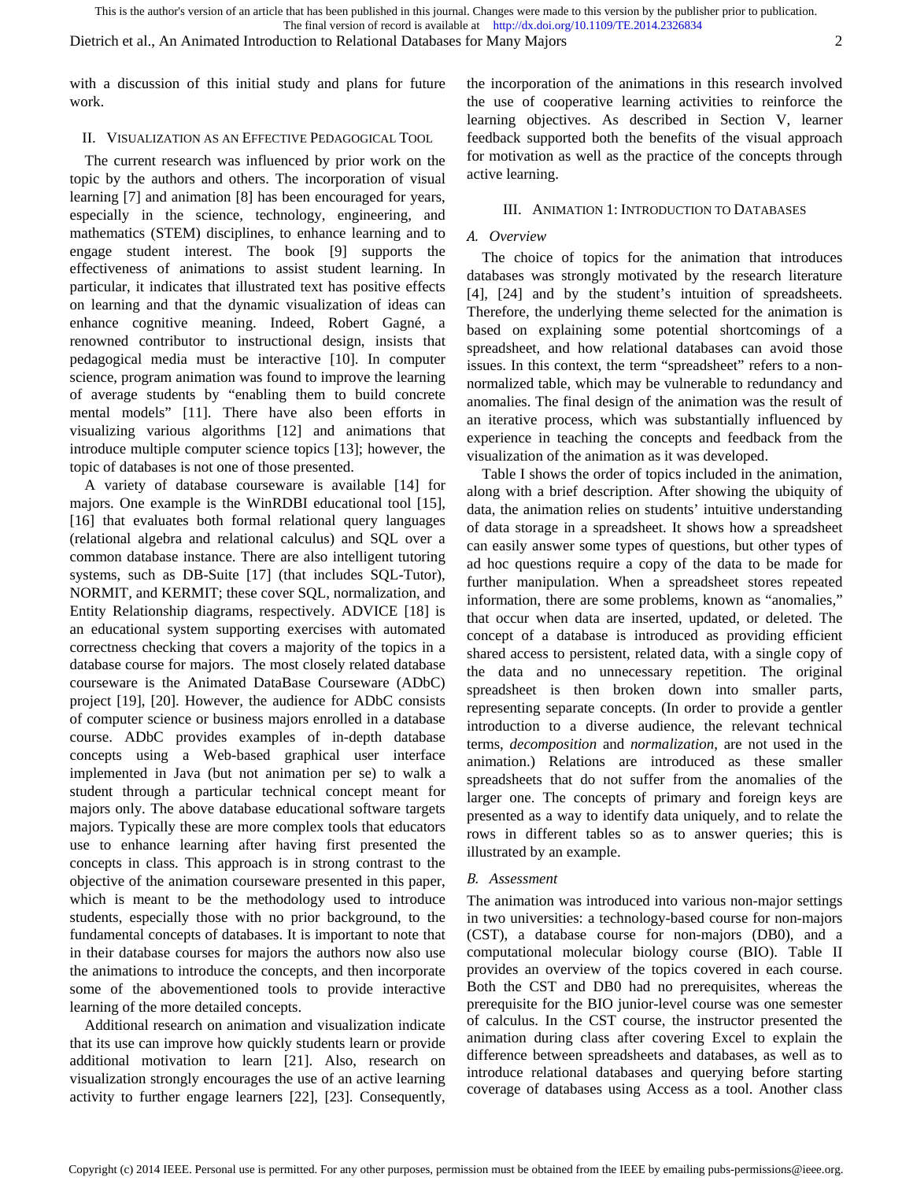with a discussion of this initial study and plans for future work.

## II. Visualization as an Effective Pedagogical Tool

The current research was influenced by prior work on the topic by the authors and others. The incorporation of visual learning [7] and animation [8] has been encouraged for years, especially in the science, technology, engineering, and mathematics (STEM) disciplines, to enhance learning and to engage student interest. The book [9] supports the effectiveness of animations to assist student learning. In particular, it indicates that illustrated text has positive effects on learning and that the dynamic visualization of ideas can enhance cognitive meaning. Indeed, Robert Gagné, a renowned contributor to instructional design, insists that pedagogical media must be interactive [10]. In computer science, program animation was found to improve the learning of average students by "enabling them to build concrete mental models" [11]. There have also been efforts in visualizing various algorithms [12] and animations that introduce multiple computer science topics [13]; however, the topic of databases is not one of those presented.

A variety of database courseware is available [14] for majors. One example is the WinRDBI educational tool [15], [16] that evaluates both formal relational query languages (relational algebra and relational calculus) and SQL over a common database instance. There are also intelligent tutoring systems, such as DB-Suite [17] (that includes SQL-Tutor), NORMIT, and KERMIT; these cover SQL, normalization, and Entity Relationship diagrams, respectively. ADVICE [18] is an educational system supporting exercises with automated correctness checking that covers a majority of the topics in a database course for majors. The most closely related database courseware is the Animated DataBase Courseware (ADbC) project [19], [20]. However, the audience for ADbC consists of computer science or business majors enrolled in a database course. ADbC provides examples of in-depth database concepts using a Web-based graphical user interface implemented in Java (but not animation per se) to walk a student through a particular technical concept meant for majors only. The above database educational software targets majors. Typically these are more complex tools that educators use to enhance learning after having first presented the concepts in class. This approach is in strong contrast to the objective of the animation courseware presented in this paper, which is meant to be the methodology used to introduce students, especially those with no prior background, to the fundamental concepts of databases. It is important to note that in their database courses for majors the authors now also use the animations to introduce the concepts, and then incorporate some of the abovementioned tools to provide interactive learning of the more detailed concepts.

Additional research on animation and visualization indicate that its use can improve how quickly students learn or provide additional motivation to learn [21]. Also, research on visualization strongly encourages the use of an active learning activity to further engage learners [22], [23]. Consequently, the incorporation of the animations in this research involved the use of cooperative learning activities to reinforce the learning objectives. As described in Section V, learner feedback supported both the benefits of the visual approach for motivation as well as the practice of the concepts through active learning.

## III. Animation 1: Introduction to Databases

### A. Overview

The choice of topics for the animation that introduces databases was strongly motivated by the research literature [4], [24] and by the student's intuition of spreadsheets. Therefore, the underlying theme selected for the animation is based on explaining some potential shortcomings of a spreadsheet, and how relational databases can avoid those issues. In this context, the term "spreadsheet" refers to a non-normalized table, which may be vulnerable to redundancy and anomalies. The final design of the animation was the result of an iterative process, which was substantially influenced by experience in teaching the concepts and feedback from the visualization of the animation as it was developed.

Table I shows the order of topics included in the animation, along with a brief description. After showing the ubiquity of data, the animation relies on students' intuitive understanding of data storage in a spreadsheet. It shows how a spreadsheet can easily answer some types of questions, but other types of ad hoc questions require a copy of the data to be made for further manipulation. When a spreadsheet stores repeated information, there are some problems, known as "anomalies," that occur when data are inserted, updated, or deleted. The concept of a database is introduced as providing efficient shared access to persistent, related data, with a single copy of the data and no unnecessary repetition. The original spreadsheet is then broken down into smaller parts, representing separate concepts. (In order to provide a gentler introduction to a diverse audience, the relevant technical terms, *decomposition* and *normalization*, are not used in the animation.) Relations are introduced as these smaller spreadsheets that do not suffer from the anomalies of the larger one. The concepts of primary and foreign keys are presented as a way to identify data uniquely, and to relate the rows in different tables so as to answer queries; this is illustrated by an example.

### B. Assessment

The animation was introduced into various non-major settings in two universities: a technology-based course for non-majors (CST), a database course for non-majors (DB0), and a computational molecular biology course (BIO). Table II provides an overview of the topics covered in each course. Both the CST and DB0 had no prerequisites, whereas the prerequisite for the BIO junior-level course was one semester of calculus. In the CST course, the instructor presented the animation during class after covering Excel to explain the difference between spreadsheets and databases, as well as to introduce relational databases and querying before starting coverage of databases using Access as a tool. Another class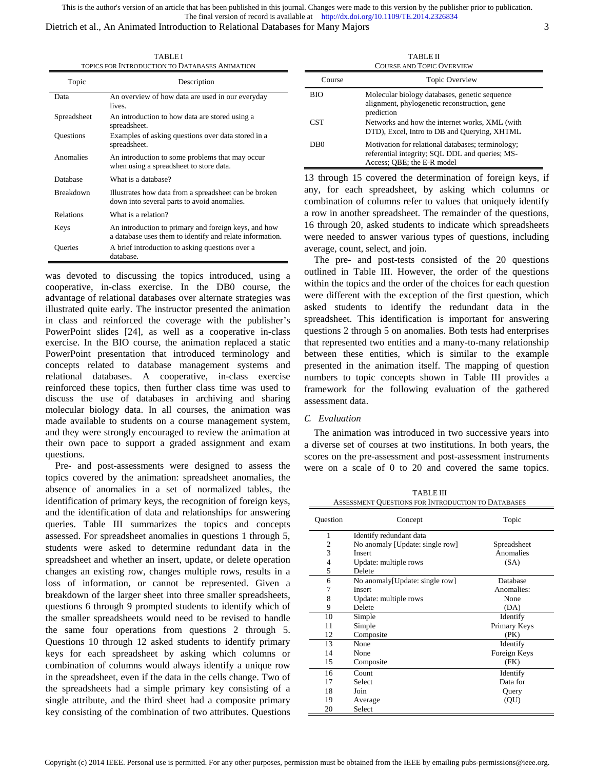TABLE I
TOPICS FOR INTRODUCTION TO DATABASES ANIMATION

| Topic | Description |
|---|---|
| Data | An overview of how data are used in our everyday lives. |
| Spreadsheet | An introduction to how data are stored using a spreadsheet. |
| Questions | Examples of asking questions over data stored in a spreadsheet. |
| Anomalies | An introduction to some problems that may occur when using a spreadsheet to store data. |
| Database | What is a database? |
| Breakdown | Illustrates how data from a spreadsheet can be broken down into several parts to avoid anomalies. |
| Relations | What is a relation? |
| Keys | An introduction to primary and foreign keys, and how a database uses them to identify and relate information. |
| Queries | A brief introduction to asking questions over a database. |

was devoted to discussing the topics introduced, using a cooperative, in-class exercise. In the DB0 course, the advantage of relational databases over alternate strategies was illustrated quite early. The instructor presented the animation in class and reinforced the coverage with the publisher's PowerPoint slides [24], as well as a cooperative in-class exercise. In the BIO course, the animation replaced a static PowerPoint presentation that introduced terminology and concepts related to database management systems and relational databases. A cooperative, in-class exercise reinforced these topics, then further class time was used to discuss the use of databases in archiving and sharing molecular biology data. In all courses, the animation was made available to students on a course management system, and they were strongly encouraged to review the animation at their own pace to support a graded assignment and exam questions.

Pre- and post-assessments were designed to assess the topics covered by the animation: spreadsheet anomalies, the absence of anomalies in a set of normalized tables, the identification of primary keys, the recognition of foreign keys, and the identification of data and relationships for answering queries. Table III summarizes the topics and concepts assessed. For spreadsheet anomalies in questions 1 through 5, students were asked to determine redundant data in the spreadsheet and whether an insert, update, or delete operation changes an existing row, changes multiple rows, results in a loss of information, or cannot be represented. Given a breakdown of the larger sheet into three smaller spreadsheets, questions 6 through 9 prompted students to identify which of the smaller spreadsheets would need to be revised to handle the same four operations from questions 2 through 5. Questions 10 through 12 asked students to identify primary keys for each spreadsheet by asking which columns or combination of columns would always identify a unique row in the spreadsheet, even if the data in the cells change. Two of the spreadsheets had a simple primary key consisting of a single attribute, and the third sheet had a composite primary key consisting of the combination of two attributes. Questions 13 through 15 covered the determination of foreign keys, if any, for each spreadsheet, by asking which columns or combination of columns refer to values that uniquely identify a row in another spreadsheet. The remainder of the questions, 16 through 20, asked students to indicate which spreadsheets were needed to answer various types of questions, including average, count, select, and join.

TABLE II
COURSE AND TOPIC OVERVIEW

| Course | Topic Overview |
|---|---|
| BIO | Molecular biology databases, genetic sequence alignment, phylogenetic reconstruction, gene prediction |
| CST | Networks and how the internet works, XML (with DTD), Excel, Intro to DB and Querying, XHTML |
| DB0 | Motivation for relational databases; terminology; referential integrity; SQL DDL and queries; MS-Access; QBE; the E-R model |

The pre- and post-tests consisted of the 20 questions outlined in Table III. However, the order of the questions within the topics and the order of the choices for each question were different with the exception of the first question, which asked students to identify the redundant data in the spreadsheet. This identification is important for answering questions 2 through 5 on anomalies. Both tests had enterprises that represented two entities and a many-to-many relationship between these entities, which is similar to the example presented in the animation itself. The mapping of question numbers to topic concepts shown in Table III provides a framework for the following evaluation of the gathered assessment data.

### C. Evaluation

The animation was introduced in two successive years into a diverse set of courses at two institutions. In both years, the scores on the pre-assessment and post-assessment instruments were on a scale of 0 to 20 and covered the same topics.

TABLE III
ASSESSMENT QUESTIONS FOR INTRODUCTION TO DATABASES

| Question | Concept | Topic |
|---|---|---|
| 1 | Identify redundant data | Spreadsheet Anomalies (SA) |
| 2 | No anomaly [Update: single row] | |
| 3 | Insert | |
| 4 | Update: multiple rows | |
| 5 | Delete | |
| 6 | No anomaly[Update: single row] | Database Anomalies: None (DA) |
| 7 | Insert | |
| 8 | Update: multiple rows | |
| 9 | Delete | |
| 10 | Simple | Identify Primary Keys (PK) |
| 11 | Simple | |
| 12 | Composite | |
| 13 | None | Identify Foreign Keys (FK) |
| 14 | None | |
| 15 | Composite | |
| 16 | Count | Identify Data for Query (QU) |
| 17 | Select | |
| 18 | Join | |
| 19 | Average | |
| 20 | Select | |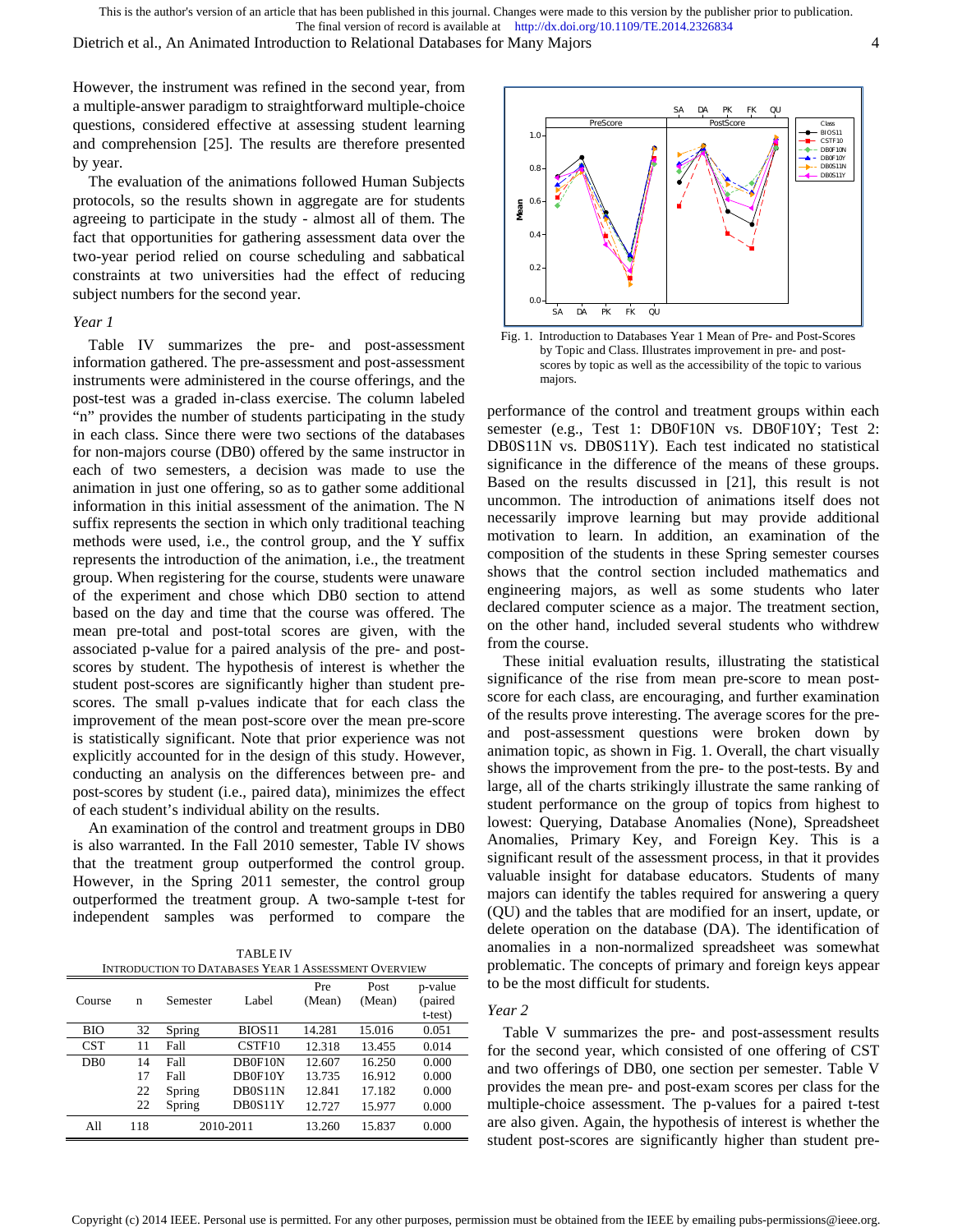However, the instrument was refined in the second year, from a multiple-answer paradigm to straightforward multiple-choice questions, considered effective at assessing student learning and comprehension [25]. The results are therefore presented by year.

The evaluation of the animations followed Human Subjects protocols, so the results shown in aggregate are for students agreeing to participate in the study - almost all of them. The fact that opportunities for gathering assessment data over the two-year period relied on course scheduling and sabbatical constraints at two universities had the effect of reducing subject numbers for the second year.

### *Year 1*

Table IV summarizes the pre- and post-assessment information gathered. The pre-assessment and post-assessment instruments were administered in the course offerings, and the post-test was a graded in-class exercise. The column labeled "n" provides the number of students participating in the study in each class. Since there were two sections of the databases for non-majors course (DB0) offered by the same instructor in each of two semesters, a decision was made to use the animation in just one offering, so as to gather some additional information in this initial assessment of the animation. The N suffix represents the section in which only traditional teaching methods were used, i.e., the control group, and the Y suffix represents the introduction of the animation, i.e., the treatment group. When registering for the course, students were unaware of the experiment and chose which DB0 section to attend based on the day and time that the course was offered. The mean pre-total and post-total scores are given, with the associated p-value for a paired analysis of the pre- and post-scores by student. The hypothesis of interest is whether the student post-scores are significantly higher than student pre-scores. The small p-values indicate that for each class the improvement of the mean post-score over the mean pre-score is statistically significant. Note that prior experience was not explicitly accounted for in the design of this study. However, conducting an analysis on the differences between pre- and post-scores by student (i.e., paired data), minimizes the effect of each student's individual ability on the results.

An examination of the control and treatment groups in DB0 is also warranted. In the Fall 2010 semester, Table IV shows that the treatment group outperformed the control group. However, in the Spring 2011 semester, the control group outperformed the treatment group. A two-sample t-test for independent samples was performed to compare the performance of the control and treatment groups within each semester (e.g., Test 1: DB0F10N vs. DB0F10Y; Test 2: DB0S11N vs. DB0S11Y). Each test indicated no statistical significance in the difference of the means of these groups. Based on the results discussed in [21], this result is not uncommon. The introduction of animations itself does not necessarily improve learning but may provide additional motivation to learn. In addition, an examination of the composition of the students in these Spring semester courses shows that the control section included mathematics and engineering majors, as well as some students who later declared computer science as a major. The treatment section, on the other hand, included several students who withdrew from the course.

TABLE IV
INTRODUCTION TO DATABASES YEAR 1 ASSESSMENT OVERVIEW

| Course | n | Semester | Label | Pre (Mean) | Post (Mean) | p-value (paired t-test) |
|---|---|---|---|---|---|---|
| BIO | 32 | Spring | BIOS11 | 14.281 | 15.016 | 0.051 |
| CST | 11 | Fall | CSTF10 | 12.318 | 13.455 | 0.014 |
| DB0 | 14 | Fall | DB0F10N | 12.607 | 16.250 | 0.000 |
| | 17 | Fall | DB0F10Y | 13.735 | 16.912 | 0.000 |
| | 22 | Spring | DB0S11N | 12.841 | 17.182 | 0.000 |
| | 22 | Spring | DB0S11Y | 12.727 | 15.977 | 0.000 |
| All | 118 | 2010-2011 | | 13.260 | 15.837 | 0.000 |

Fig. 1. Introduction to Databases Year 1 Mean of Pre- and Post-Scores by Topic and Class. Illustrates improvement in pre- and post-scores by topic as well as the accessibility of the topic to various majors.

These initial evaluation results, illustrating the statistical significance of the rise from mean pre-score to mean post-score for each class, are encouraging, and further examination of the results prove interesting. The average scores for the pre- and post-assessment questions were broken down by animation topic, as shown in Fig. 1. Overall, the chart visually shows the improvement from the pre- to the post-tests. By and large, all of the charts strikingly illustrate the same ranking of student performance on the group of topics from highest to lowest: Querying, Database Anomalies (None), Spreadsheet Anomalies, Primary Key, and Foreign Key. This is a significant result of the assessment process, in that it provides valuable insight for database educators. Students of many majors can identify the tables required for answering a query (QU) and the tables that are modified for an insert, update, or delete operation on the database (DA). The identification of anomalies in a non-normalized spreadsheet was somewhat problematic. The concepts of primary and foreign keys appear to be the most difficult for students.

### *Year 2*

Table V summarizes the pre- and post-assessment results for the second year, which consisted of one offering of CST and two offerings of DB0, one section per semester. Table V provides the mean pre- and post-exam scores per class for the multiple-choice assessment. The p-values for a paired t-test are also given. Again, the hypothesis of interest is whether the student post-scores are significantly higher than student pre-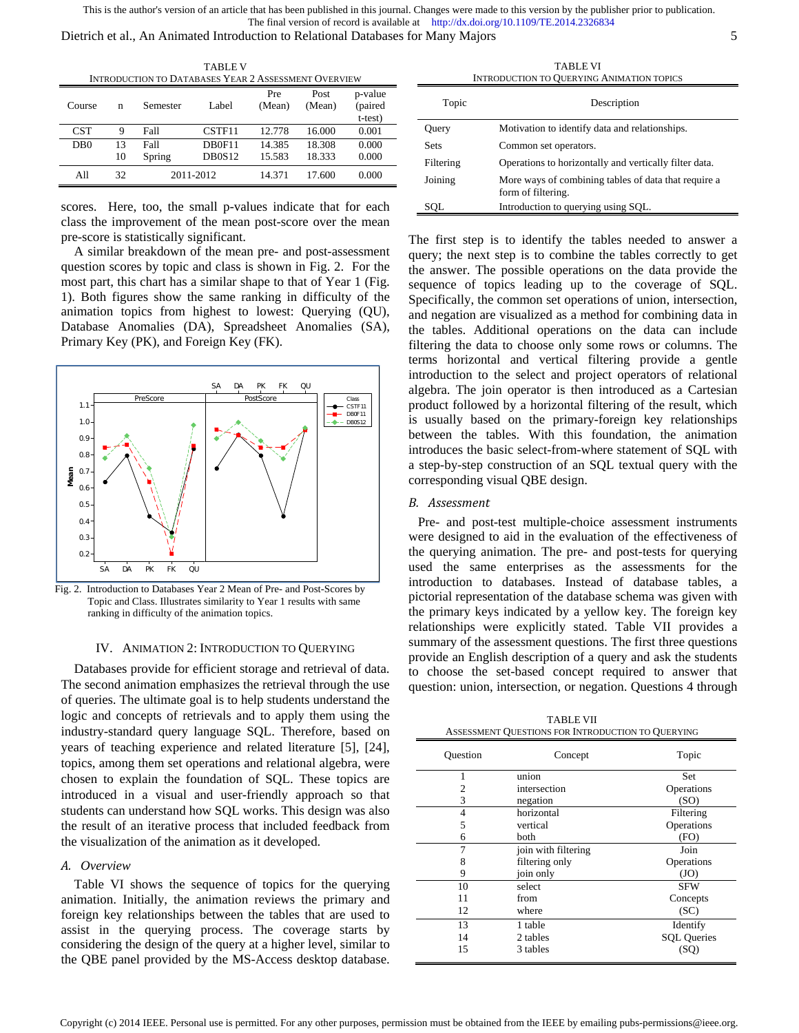TABLE V
INTRODUCTION TO DATABASES YEAR 2 ASSESSMENT OVERVIEW

| Course | n | Semester | Label | Pre (Mean) | Post (Mean) | p-value (paired t-test) |
|---|---|---|---|---|---|---|
| CST | 9 | Fall | CSTF11 | 12.778 | 16.000 | 0.001 |
| DB0 | 13 | Fall | DB0F11 | 14.385 | 18.308 | 0.000 |
| | 10 | Spring | DB0S12 | 15.583 | 18.333 | 0.000 |
| All | 32 | 2011-2012 | | 14.371 | 17.600 | 0.000 |

scores. Here, too, the small p-values indicate that for each class the improvement of the mean post-score over the mean pre-score is statistically significant.

A similar breakdown of the mean pre- and post-assessment question scores by topic and class is shown in Fig. 2. For the most part, this chart has a similar shape to that of Year 1 (Fig. 1). Both figures show the same ranking in difficulty of the animation topics from highest to lowest: Querying (QU), Database Anomalies (DA), Spreadsheet Anomalies (SA), Primary Key (PK), and Foreign Key (FK).

Fig. 2. Introduction to Databases Year 2 Mean of Pre- and Post-Scores by Topic and Class. Illustrates similarity to Year 1 results with same ranking in difficulty of the animation topics.

## IV. ANIMATION 2: INTRODUCTION TO QUERYING

Databases provide for efficient storage and retrieval of data. The second animation emphasizes the retrieval through the use of queries. The ultimate goal is to help students understand the logic and concepts of retrievals and to apply them using the industry-standard query language SQL. Therefore, based on years of teaching experience and related literature [5], [24], topics, among them set operations and relational algebra, were chosen to explain the foundation of SQL. These topics are introduced in a visual and user-friendly approach so that students can understand how SQL works. This design was also the result of an iterative process that included feedback from the visualization of the animation as it developed.

### A. Overview

Table VI shows the sequence of topics for the querying animation. Initially, the animation reviews the primary and foreign key relationships between the tables that are used to assist in the querying process. The coverage starts by considering the design of the query at a higher level, similar to the QBE panel provided by the MS-Access desktop database.

TABLE VI
INTRODUCTION TO QUERYING ANIMATION TOPICS

| Topic | Description |
|---|---|
| Query | Motivation to identify data and relationships. |
| Sets | Common set operators. |
| Filtering | Operations to horizontally and vertically filter data. |
| Joining | More ways of combining tables of data that require a form of filtering. |
| SQL | Introduction to querying using SQL. |

The first step is to identify the tables needed to answer a query; the next step is to combine the tables correctly to get the answer. The possible operations on the data provide the sequence of topics leading up to the coverage of SQL. Specifically, the common set operations of union, intersection, and negation are visualized as a method for combining data in the tables. Additional operations on the data can include filtering the data to choose only some rows or columns. The terms horizontal and vertical filtering provide a gentle introduction to the select and project operators of relational algebra. The join operator is then introduced as a Cartesian product followed by a horizontal filtering of the result, which is usually based on the primary-foreign key relationships between the tables. With this foundation, the animation introduces the basic select-from-where statement of SQL with a step-by-step construction of an SQL textual query with the corresponding visual QBE design.

### B. Assessment

Pre- and post-test multiple-choice assessment instruments were designed to aid in the evaluation of the effectiveness of the querying animation. The pre- and post-tests for querying used the same enterprises as the assessments for the introduction to databases. Instead of database tables, a pictorial representation of the database schema was given with the primary keys indicated by a yellow key. The foreign key relationships were explicitly stated. Table VII provides a summary of the assessment questions. The first three questions provide an English description of a query and ask the students to choose the set-based concept required to answer that question: union, intersection, or negation. Questions 4 through

TABLE VII
ASSESSMENT QUESTIONS FOR INTRODUCTION TO QUERYING

| Question | Concept | Topic |
|---|---|---|
| 1 | union | Set |
| 2 | intersection | Operations |
| 3 | negation | (SO) |
| 4 | horizontal | Filtering |
| 5 | vertical | Operations |
| 6 | both | (FO) |
| 7 | join with filtering | Join |
| 8 | filtering only | Operations |
| 9 | join only | (JO) |
| 10 | select | SFW |
| 11 | from | Concepts |
| 12 | where | (SC) |
| 13 | 1 table | Identify |
| 14 | 2 tables | SQL Queries |
| 15 | 3 tables | (SQ) |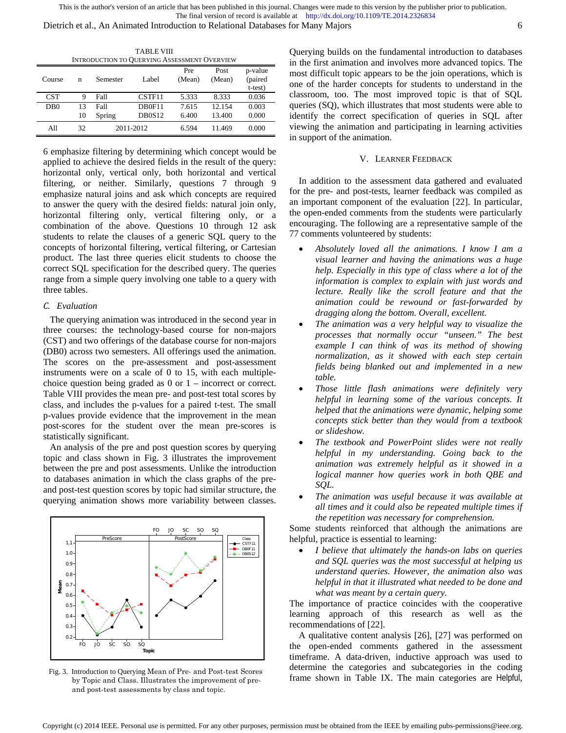TABLE VIII
INTRODUCTION TO QUERYING ASSESSMENT OVERVIEW

| Course | n | Semester | Label | Pre (Mean) | Post (Mean) | p-value (paired t-test) |
|---|---|---|---|---|---|---|
| CST | 9 | Fall | CSTF11 | 5.333 | 8.333 | 0.036 |
| DB0 | 13 | Fall | DB0F11 | 7.615 | 12.154 | 0.003 |
| | 10 | Spring | DB0S12 | 6.400 | 13.400 | 0.000 |
| All | 32 | 2011-2012 | | 6.594 | 11.469 | 0.000 |

6 emphasize filtering by determining which concept would be applied to achieve the desired fields in the result of the query: horizontal only, vertical only, both horizontal and vertical filtering, or neither. Similarly, questions 7 through 9 emphasize natural joins and ask which concepts are required to answer the query with the desired fields: natural join only, horizontal filtering only, vertical filtering only, or a combination of the above. Questions 10 through 12 ask students to relate the clauses of a generic SQL query to the concepts of horizontal filtering, vertical filtering, or Cartesian product. The last three queries elicit students to choose the correct SQL specification for the described query. The queries range from a simple query involving one table to a query with three tables.

### C. Evaluation

The querying animation was introduced in the second year in three courses: the technology-based course for non-majors (CST) and two offerings of the database course for non-majors (DB0) across two semesters. All offerings used the animation. The scores on the pre-assessment and post-assessment instruments were on a scale of 0 to 15, with each multiple-choice question being graded as 0 or 1 – incorrect or correct. Table VIII provides the mean pre- and post-test total scores by class, and includes the p-values for a paired t-test. The small p-values provide evidence that the improvement in the mean post-scores for the student over the mean pre-scores is statistically significant.

An analysis of the pre and post question scores by querying topic and class shown in Fig. 3 illustrates the improvement between the pre and post assessments. Unlike the introduction to databases animation in which the class graphs of the pre- and post-test question scores by topic had similar structure, the querying animation shows more variability between classes.

FO JO SC SO SQ
PreScore
PostScore
Class
CSTF11
DB0F11
DB0S12
Mean
1.1
1.0
0.9
0.8
0.7
0.6
0.5
0.4
0.3
0.2
FO JO SC SO SQ
Topic

Fig. 3. Introduction to Querying Mean of Pre- and Post-test Scores by Topic and Class. Illustrates the improvement of pre- and post-test assessments by class and topic.

Querying builds on the fundamental introduction to databases in the first animation and involves more advanced topics. The most difficult topic appears to be the join operations, which is one of the harder concepts for students to understand in the classroom, too. The most improved topic is that of SQL queries (SQ), which illustrates that most students were able to identify the correct specification of queries in SQL after viewing the animation and participating in learning activities in support of the animation.

## V. LEARNER FEEDBACK

In addition to the assessment data gathered and evaluated for the pre- and post-tests, learner feedback was compiled as an important component of the evaluation [22]. In particular, the open-ended comments from the students were particularly encouraging. The following are a representative sample of the 77 comments volunteered by students:

- *Absolutely loved all the animations. I know I am a visual learner and having the animations was a huge help. Especially in this type of class where a lot of the information is complex to explain with just words and lecture. Really like the scroll feature and that the animation could be rewound or fast-forwarded by dragging along the bottom. Overall, excellent.*
- *The animation was a very helpful way to visualize the processes that normally occur "unseen." The best example I can think of was its method of showing normalization, as it showed with each step certain fields being blanked out and implemented in a new table.*
- *Those little flash animations were definitely very helpful in learning some of the various concepts. It helped that the animations were dynamic, helping some concepts stick better than they would from a textbook or slideshow.*
- *The textbook and PowerPoint slides were not really helpful in my understanding. Going back to the animation was extremely helpful as it showed in a logical manner how queries work in both QBE and SQL.*
- *The animation was useful because it was available at all times and it could also be repeated multiple times if the repetition was necessary for comprehension.*

Some students reinforced that although the animations are helpful, practice is essential to learning:

- *I believe that ultimately the hands-on labs on queries and SQL queries was the most successful at helping us understand queries. However, the animation also was helpful in that it illustrated what needed to be done and what was meant by a certain query.*

The importance of practice coincides with the cooperative learning approach of this research as well as the recommendations of [22].

A qualitative content analysis [26], [27] was performed on the open-ended comments gathered in the assessment timeframe. A data-driven, inductive approach was used to determine the categories and subcategories in the coding frame shown in Table IX. The main categories are Helpful,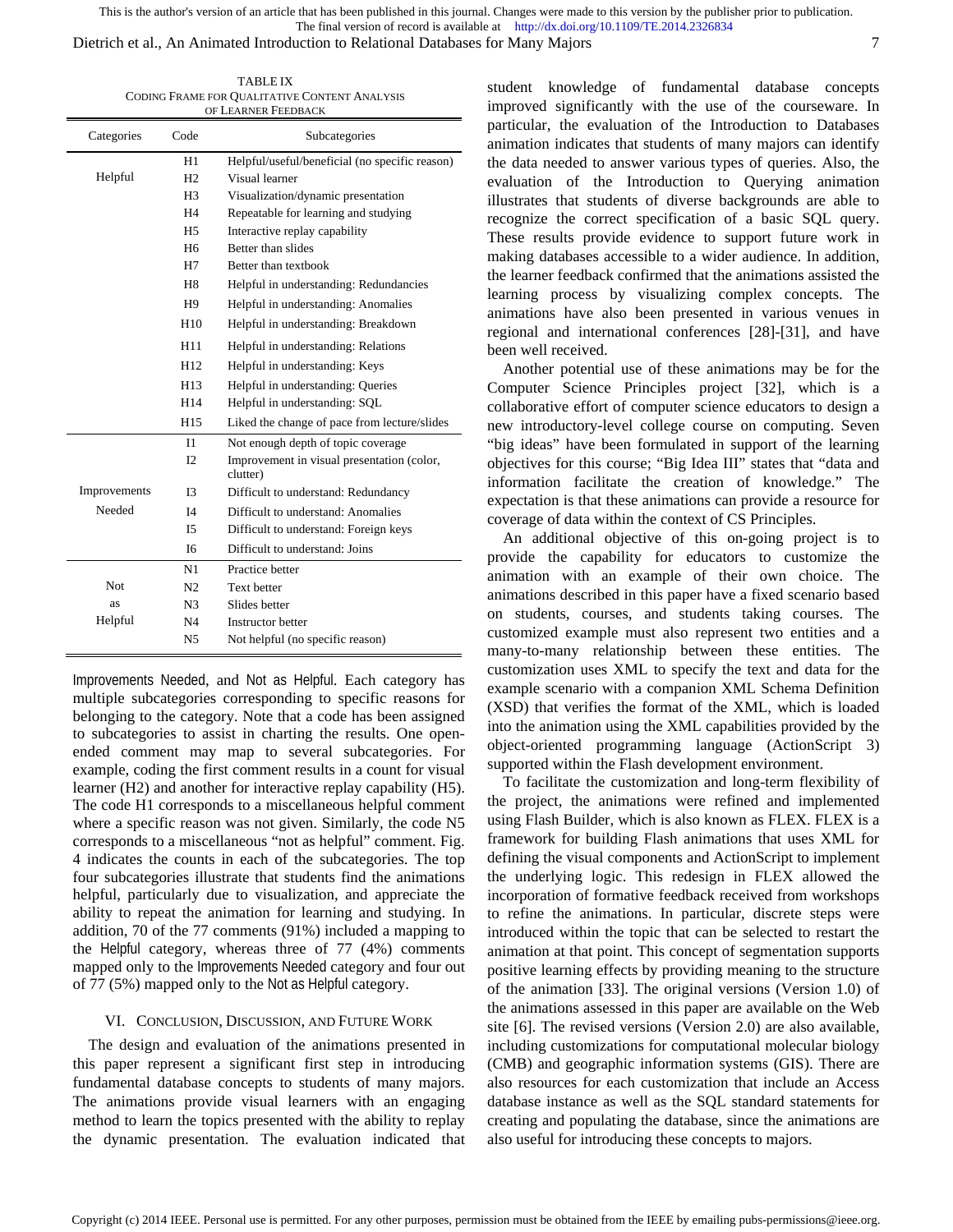TABLE IX
CODING FRAME FOR QUALITATIVE CONTENT ANALYSIS OF LEARNER FEEDBACK

| Categories | Code | Subcategories |
|---|---|---|
| Helpful | H1 | Helpful/useful/beneficial (no specific reason) |
| | H2 | Visual learner |
| | H3 | Visualization/dynamic presentation |
| | H4 | Repeatable for learning and studying |
| | H5 | Interactive replay capability |
| | H6 | Better than slides |
| | H7 | Better than textbook |
| | H8 | Helpful in understanding: Redundancies |
| | H9 | Helpful in understanding: Anomalies |
| | H10 | Helpful in understanding: Breakdown |
| | H11 | Helpful in understanding: Relations |
| | H12 | Helpful in understanding: Keys |
| | H13 | Helpful in understanding: Queries |
| | H14 | Helpful in understanding: SQL |
| | H15 | Liked the change of pace from lecture/slides |
| Improvements Needed | I1 | Not enough depth of topic coverage |
| | I2 | Improvement in visual presentation (color, clutter) |
| | I3 | Difficult to understand: Redundancy |
| | I4 | Difficult to understand: Anomalies |
| | I5 | Difficult to understand: Foreign keys |
| | I6 | Difficult to understand: Joins |
| Not as Helpful | N1 | Practice better |
| | N2 | Text better |
| | N3 | Slides better |
| | N4 | Instructor better |
| | N5 | Not helpful (no specific reason) |

Improvements Needed, and Not as Helpful. Each category has multiple subcategories corresponding to specific reasons for belonging to the category. Note that a code has been assigned to subcategories to assist in charting the results. One open-ended comment may map to several subcategories. For example, coding the first comment results in a count for visual learner (H2) and another for interactive replay capability (H5). The code H1 corresponds to a miscellaneous helpful comment where a specific reason was not given. Similarly, the code N5 corresponds to a miscellaneous "not as helpful" comment. Fig. 4 indicates the counts in each of the subcategories. The top four subcategories illustrate that students find the animations helpful, particularly due to visualization, and appreciate the ability to repeat the animation for learning and studying. In addition, 70 of the 77 comments (91%) included a mapping to the Helpful category, whereas three of 77 (4%) comments mapped only to the Improvements Needed category and four out of 77 (5%) mapped only to the Not as Helpful category.

## VI. Conclusion, Discussion, and Future Work

The design and evaluation of the animations presented in this paper represent a significant first step in introducing fundamental database concepts to students of many majors. The animations provide visual learners with an engaging method to learn the topics presented with the ability to replay the dynamic presentation. The evaluation indicated that student knowledge of fundamental database concepts improved significantly with the use of the courseware. In particular, the evaluation of the Introduction to Databases animation indicates that students of many majors can identify the data needed to answer various types of queries. Also, the evaluation of the Introduction to Querying animation illustrates that students of diverse backgrounds are able to recognize the correct specification of a basic SQL query. These results provide evidence to support future work in making databases accessible to a wider audience. In addition, the learner feedback confirmed that the animations assisted the learning process by visualizing complex concepts. The animations have also been presented in various venues in regional and international conferences [28]-[31], and have been well received.

Another potential use of these animations may be for the Computer Science Principles project [32], which is a collaborative effort of computer science educators to design a new introductory-level college course on computing. Seven "big ideas" have been formulated in support of the learning objectives for this course; "Big Idea III" states that "data and information facilitate the creation of knowledge." The expectation is that these animations can provide a resource for coverage of data within the context of CS Principles.

An additional objective of this on-going project is to provide the capability for educators to customize the animation with an example of their own choice. The animations described in this paper have a fixed scenario based on students, courses, and students taking courses. The customized example must also represent two entities and a many-to-many relationship between these entities. The customization uses XML to specify the text and data for the example scenario with a companion XML Schema Definition (XSD) that verifies the format of the XML, which is loaded into the animation using the XML capabilities provided by the object-oriented programming language (ActionScript 3) supported within the Flash development environment.

To facilitate the customization and long-term flexibility of the project, the animations were refined and implemented using Flash Builder, which is also known as FLEX. FLEX is a framework for building Flash animations that uses XML for defining the visual components and ActionScript to implement the underlying logic. This redesign in FLEX allowed the incorporation of formative feedback received from workshops to refine the animations. In particular, discrete steps were introduced within the topic that can be selected to restart the animation at that point. This concept of segmentation supports positive learning effects by providing meaning to the structure of the animation [33]. The original versions (Version 1.0) of the animations assessed in this paper are available on the Web site [6]. The revised versions (Version 2.0) are also available, including customizations for computational molecular biology (CMB) and geographic information systems (GIS). There are also resources for each customization that include an Access database instance as well as the SQL standard statements for creating and populating the database, since the animations are also useful for introducing these concepts to majors.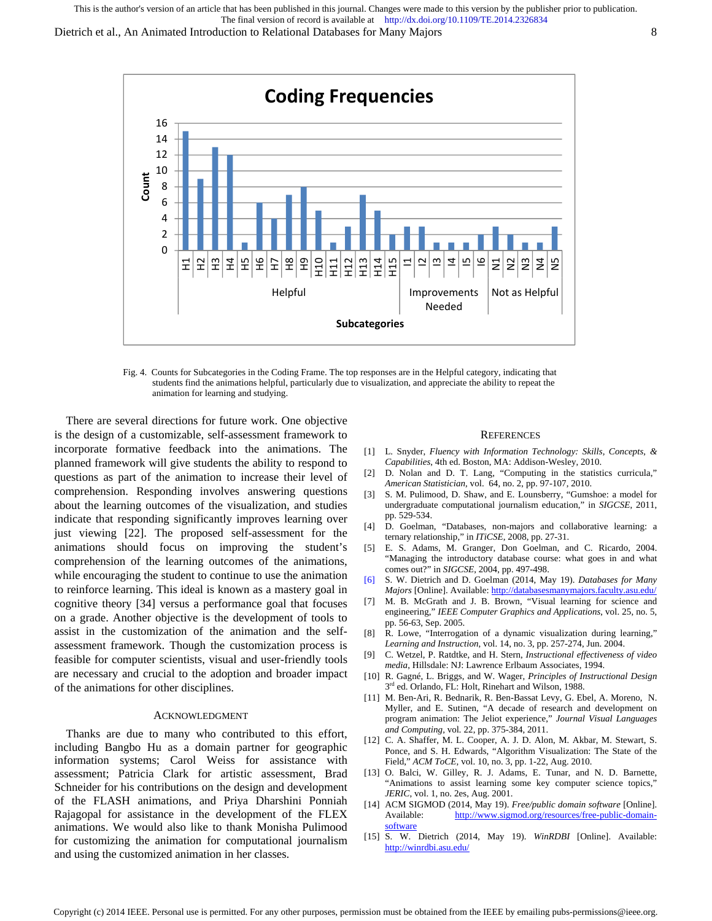Fig. 4. Counts for Subcategories in the Coding Frame. The top responses are in the Helpful category, indicating that students find the animations helpful, particularly due to visualization, and appreciate the ability to repeat the animation for learning and studying.

There are several directions for future work. One objective is the design of a customizable, self-assessment framework to incorporate formative feedback into the animations. The planned framework will give students the ability to respond to questions as part of the animation to increase their level of comprehension. Responding involves answering questions about the learning outcomes of the visualization, and studies indicate that responding significantly improves learning over just viewing [22]. The proposed self-assessment for the animations should focus on improving the student's comprehension of the learning outcomes of the animations, while encouraging the student to continue to use the animation to reinforce learning. This ideal is known as a mastery goal in cognitive theory [34] versus a performance goal that focuses on a grade. Another objective is the development of tools to assist in the customization of the animation and the self-assessment framework. Though the customization process is feasible for computer scientists, visual and user-friendly tools are necessary and crucial to the adoption and broader impact of the animations for other disciplines.

## Acknowledgment

Thanks are due to many who contributed to this effort, including Bangbo Hu as a domain partner for geographic information systems; Carol Weiss for assistance with assessment; Patricia Clark for artistic assessment, Brad Schneider for his contributions on the design and development of the FLASH animations, and Priya Dharshini Ponniah Rajagopal for assistance in the development of the FLEX animations. We would also like to thank Monisha Pulimood for customizing the animation for computational journalism and using the customized animation in her classes.

## References

[1] L. Snyder, *Fluency with Information Technology: Skills, Concepts, & Capabilities*, 4th ed. Boston, MA: Addison-Wesley, 2010.

[2] D. Nolan and D. T. Lang, "Computing in the statistics curricula," *American Statistician*, vol. 64, no. 2, pp. 97-107, 2010.

[3] S. M. Pulimood, D. Shaw, and E. Lounsberry, "Gumshoe: a model for undergraduate computational journalism education," in *SIGCSE*, 2011, pp. 529-534.

[4] D. Goelman, "Databases, non-majors and collaborative learning: a ternary relationship," in *ITiCSE*, 2008, pp. 27-31.

[5] E. S. Adams, M. Granger, Don Goelman, and C. Ricardo, 2004. "Managing the introductory database course: what goes in and what comes out?" in *SIGCSE*, 2004, pp. 497-498.

[6] S. W. Dietrich and D. Goelman (2014, May 19). *Databases for Many Majors* [Online]. Available: http://databasesmanymajors.faculty.asu.edu/

[7] M. B. McGrath and J. B. Brown, "Visual learning for science and engineering," *IEEE Computer Graphics and Applications*, vol. 25, no. 5, pp. 56-63, Sep. 2005.

[8] R. Lowe, "Interrogation of a dynamic visualization during learning," *Learning and Instruction*, vol. 14, no. 3, pp. 257-274, Jun. 2004.

[9] C. Wetzel, P. Ratdtke, and H. Stern, *Instructional effectiveness of video media*, Hillsdale: NJ: Lawrence Erlbaum Associates, 1994.

[10] R. Gagné, L. Briggs, and W. Wager, *Principles of Instructional Design* 3rd ed. Orlando, FL: Holt, Rinehart and Wilson, 1988.

[11] M. Ben-Ari, R. Bednarik, R. Ben-Bassat Levy, G. Ebel, A. Moreno, N. Myller, and E. Sutinen, "A decade of research and development on program animation: The Jeliot experience," *Journal Visual Languages and Computing*, vol. 22, pp. 375-384, 2011.

[12] C. A. Shaffer, M. L. Cooper, A. J. D. Alon, M. Akbar, M. Stewart, S. Ponce, and S. H. Edwards, "Algorithm Visualization: The State of the Field," *ACM ToCE*, vol. 10, no. 3, pp. 1-22, Aug. 2010.

[13] O. Balci, W. Gilley, R. J. Adams, E. Tunar, and N. D. Barnette, "Animations to assist learning some key computer science topics," *JERIC*, vol. 1, no. 2es, Aug. 2001.

[14] ACM SIGMOD (2014, May 19). *Free/public domain software* [Online]. Available: http://www.sigmod.org/resources/free-public-domain-software

[15] S. W. Dietrich (2014, May 19). *WinRDBI* [Online]. Available: http://winrdbi.asu.edu/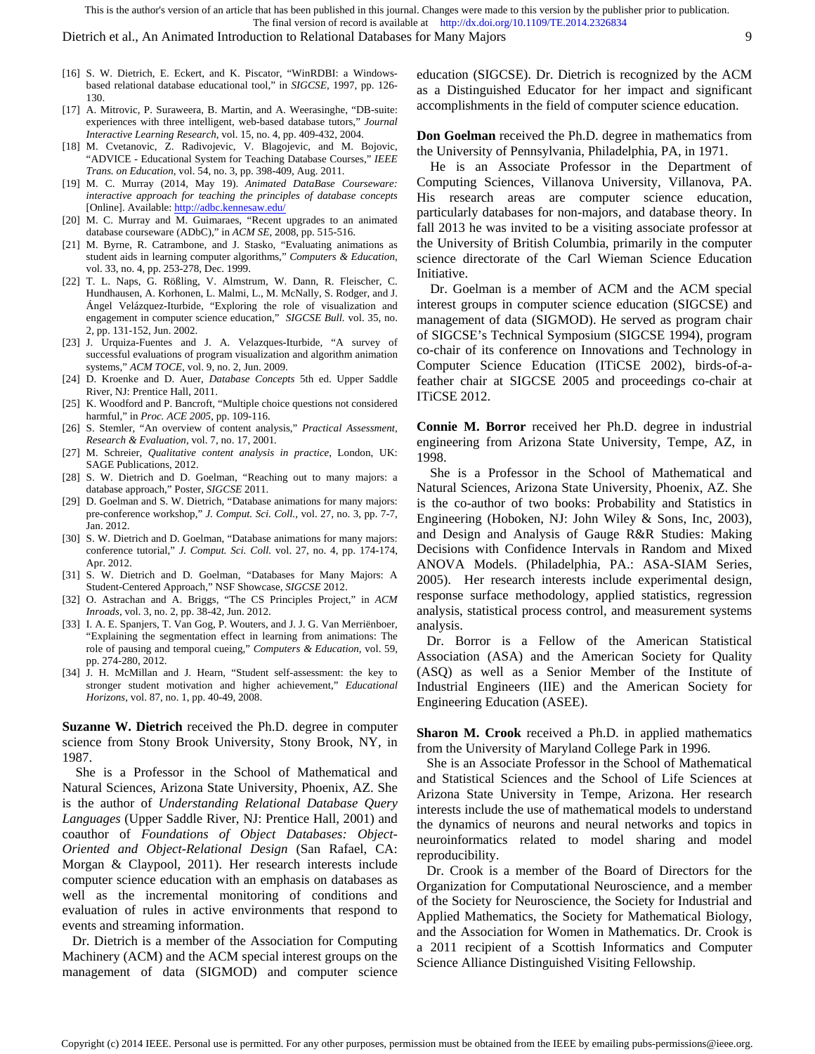[16] S. W. Dietrich, E. Eckert, and K. Piscator, "WinRDBI: a Windows-based relational database educational tool," in *SIGCSE*, 1997, pp. 126-130.

[17] A. Mitrovic, P. Suraweera, B. Martin, and A. Weerasinghe, "DB-suite: experiences with three intelligent, web-based database tutors," *Journal Interactive Learning Research*, vol. 15, no. 4, pp. 409-432, 2004.

[18] M. Cvetanovic, Z. Radivojevic, V. Blagojevic, and M. Bojovic, "ADVICE - Educational System for Teaching Database Courses," *IEEE Trans. on Education*, vol. 54, no. 3, pp. 398-409, Aug. 2011.

[19] M. C. Murray (2014, May 19). *Animated DataBase Courseware: interactive approach for teaching the principles of database concepts* [Online]. Available: http://adbc.kennesaw.edu/

[20] M. C. Murray and M. Guimaraes, "Recent upgrades to an animated database courseware (ADbC)," in *ACM SE*, 2008, pp. 515-516.

[21] M. Byrne, R. Catrambone, and J. Stasko, "Evaluating animations as student aids in learning computer algorithms," *Computers & Education*, vol. 33, no. 4, pp. 253-278, Dec. 1999.

[22] T. L. Naps, G. Rößling, V. Almstrum, W. Dann, R. Fleischer, C. Hundhausen, A. Korhonen, L. Malmi, L., M. McNally, S. Rodger, and J. Ángel Velázquez-Iturbide, "Exploring the role of visualization and engagement in computer science education," *SIGCSE Bull.* vol. 35, no. 2, pp. 131-152, Jun. 2002.

[23] J. Urquiza-Fuentes and J. A. Velazques-Iturbide, "A survey of successful evaluations of program visualization and algorithm animation systems," *ACM TOCE*, vol. 9, no. 2, Jun. 2009.

[24] D. Kroenke and D. Auer, *Database Concepts* 5th ed. Upper Saddle River, NJ: Prentice Hall, 2011.

[25] K. Woodford and P. Bancroft, "Multiple choice questions not considered harmful," in *Proc. ACE 2005*, pp. 109-116.

[26] S. Stemler, "An overview of content analysis," *Practical Assessment, Research & Evaluation*, vol. 7, no. 17, 2001.

[27] M. Schreier, *Qualitative content analysis in practice*, London, UK: SAGE Publications, 2012.

[28] S. W. Dietrich and D. Goelman, "Reaching out to many majors: a database approach," Poster, *SIGCSE* 2011.

[29] D. Goelman and S. W. Dietrich, "Database animations for many majors: pre-conference workshop," *J. Comput. Sci. Coll.*, vol. 27, no. 3, pp. 7-7, Jan. 2012.

[30] S. W. Dietrich and D. Goelman, "Database animations for many majors: conference tutorial," *J. Comput. Sci. Coll.* vol. 27, no. 4, pp. 174-174, Apr. 2012.

[31] S. W. Dietrich and D. Goelman, "Databases for Many Majors: A Student-Centered Approach," NSF Showcase, *SIGCSE* 2012.

[32] O. Astrachan and A. Briggs, "The CS Principles Project," in *ACM Inroads*, vol. 3, no. 2, pp. 38-42, Jun. 2012.

[33] I. A. E. Spanjers, T. Van Gog, P. Wouters, and J. J. G. Van Merriënboer, "Explaining the segmentation effect in learning from animations: The role of pausing and temporal cueing," *Computers & Education*, vol. 59, pp. 274-280, 2012.

[34] J. H. McMillan and J. Hearn, "Student self-assessment: the key to stronger student motivation and higher achievement," *Educational Horizons*, vol. 87, no. 1, pp. 40-49, 2008.

**Suzanne W. Dietrich** received the Ph.D. degree in computer science from Stony Brook University, Stony Brook, NY, in 1987.

She is a Professor in the School of Mathematical and Natural Sciences, Arizona State University, Phoenix, AZ. She is the author of *Understanding Relational Database Query Languages* (Upper Saddle River, NJ: Prentice Hall, 2001) and coauthor of *Foundations of Object Databases: Object-Oriented and Object-Relational Design* (San Rafael, CA: Morgan & Claypool, 2011). Her research interests include computer science education with an emphasis on databases as well as the incremental monitoring of conditions and evaluation of rules in active environments that respond to events and streaming information.

Dr. Dietrich is a member of the Association for Computing Machinery (ACM) and the ACM special interest groups on the management of data (SIGMOD) and computer science education (SIGCSE). Dr. Dietrich is recognized by the ACM as a Distinguished Educator for her impact and significant accomplishments in the field of computer science education.

**Don Goelman** received the Ph.D. degree in mathematics from the University of Pennsylvania, Philadelphia, PA, in 1971.

He is an Associate Professor in the Department of Computing Sciences, Villanova University, Villanova, PA. His research areas are computer science education, particularly databases for non-majors, and database theory. In fall 2013 he was invited to be a visiting associate professor at the University of British Columbia, primarily in the computer science directorate of the Carl Wieman Science Education Initiative.

Dr. Goelman is a member of ACM and the ACM special interest groups in computer science education (SIGCSE) and management of data (SIGMOD). He served as program chair of SIGCSE's Technical Symposium (SIGCSE 1994), program co-chair of its conference on Innovations and Technology in Computer Science Education (ITiCSE 2002), birds-of-a-feather chair at SIGCSE 2005 and proceedings co-chair at ITiCSE 2012.

**Connie M. Borror** received her Ph.D. degree in industrial engineering from Arizona State University, Tempe, AZ, in 1998.

She is a Professor in the School of Mathematical and Natural Sciences, Arizona State University, Phoenix, AZ. She is the co-author of two books: Probability and Statistics in Engineering (Hoboken, NJ: John Wiley & Sons, Inc, 2003), and Design and Analysis of Gauge R&R Studies: Making Decisions with Confidence Intervals in Random and Mixed ANOVA Models. (Philadelphia, PA.: ASA-SIAM Series, 2005). Her research interests include experimental design, response surface methodology, applied statistics, regression analysis, statistical process control, and measurement systems analysis.

Dr. Borror is a Fellow of the American Statistical Association (ASA) and the American Society for Quality (ASQ) as well as a Senior Member of the Institute of Industrial Engineers (IIE) and the American Society for Engineering Education (ASEE).

**Sharon M. Crook** received a Ph.D. in applied mathematics from the University of Maryland College Park in 1996.

She is an Associate Professor in the School of Mathematical and Statistical Sciences and the School of Life Sciences at Arizona State University in Tempe, Arizona. Her research interests include the use of mathematical models to understand the dynamics of neurons and neural networks and topics in neuroinformatics related to model sharing and model reproducibility.

Dr. Crook is a member of the Board of Directors for the Organization for Computational Neuroscience, and a member of the Society for Neuroscience, the Society for Industrial and Applied Mathematics, the Society for Mathematical Biology, and the Association for Women in Mathematics. Dr. Crook is a 2011 recipient of a Scottish Informatics and Computer Science Alliance Distinguished Visiting Fellowship.